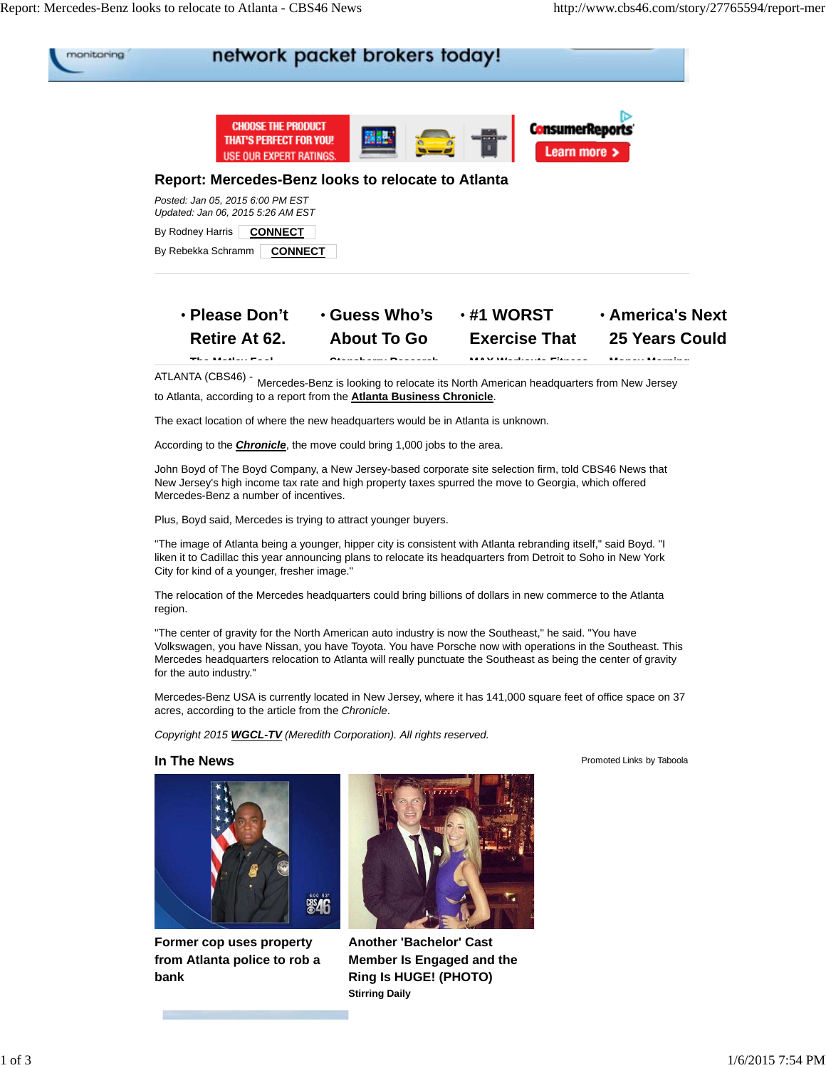# Report: Mercedes-Benz looks to relocate to Atlanta

*Posted: Jan 05, 2015 6:00 PM EST*
*Updated: Jan 06, 2015 5:26 AM EST*

By Rodney Harris CONNECT

By Rebekka Schramm CONNECT

- Please Don't Retire At 62.
- Guess Who's About To Go
- #1 WORST Exercise That
- America's Next 25 Years Could

ATLANTA (CBS46) - Mercedes-Benz is looking to relocate its North American headquarters from New Jersey to Atlanta, according to a report from the **Atlanta Business Chronicle**.

The exact location of where the new headquarters would be in Atlanta is unknown.

According to the ***Chronicle***, the move could bring 1,000 jobs to the area.

John Boyd of The Boyd Company, a New Jersey-based corporate site selection firm, told CBS46 News that New Jersey's high income tax rate and high property taxes spurred the move to Georgia, which offered Mercedes-Benz a number of incentives.

Plus, Boyd said, Mercedes is trying to attract younger buyers.

"The image of Atlanta being a younger, hipper city is consistent with Atlanta rebranding itself," said Boyd. "I liken it to Cadillac this year announcing plans to relocate its headquarters from Detroit to Soho in New York City for kind of a younger, fresher image."

The relocation of the Mercedes headquarters could bring billions of dollars in new commerce to the Atlanta region.

"The center of gravity for the North American auto industry is now the Southeast," he said. "You have Volkswagen, you have Nissan, you have Toyota. You have Porsche now with operations in the Southeast. This Mercedes headquarters relocation to Atlanta will really punctuate the Southeast as being the center of gravity for the auto industry."

Mercedes-Benz USA is currently located in New Jersey, where it has 141,000 square feet of office space on 37 acres, according to the article from the *Chronicle*.

*Copyright 2015 **WGCL-TV** (Meredith Corporation). All rights reserved.*

## In The News

Promoted Links by Taboola

**Former cop uses property from Atlanta police to rob a bank**

**Another 'Bachelor' Cast Member Is Engaged and the Ring Is HUGE! (PHOTO)**
**Stirring Daily**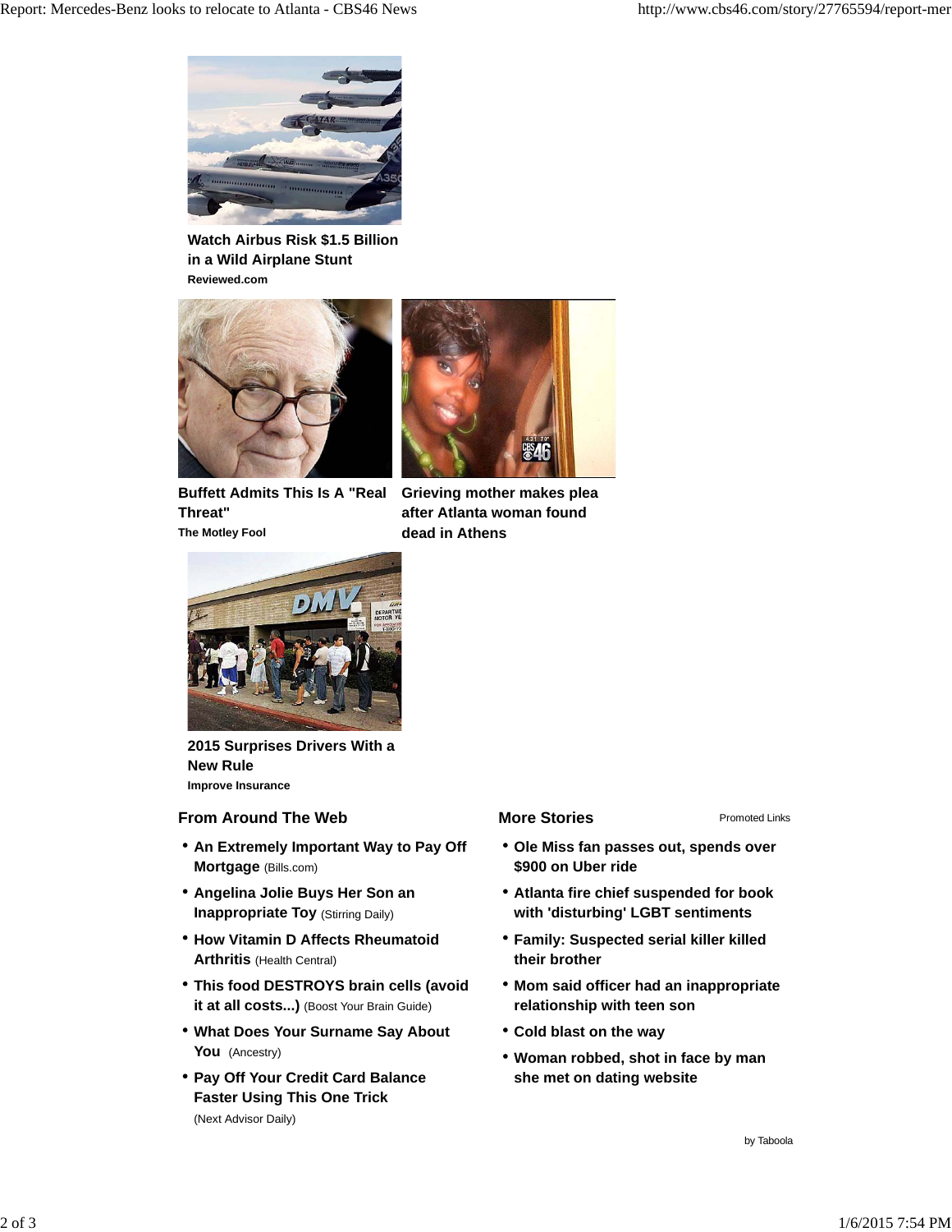**Watch Airbus Risk $1.5 Billion in a Wild Airplane Stunt**
**Reviewed.com**

**Buffett Admits This Is A "Real Threat"**
**The Motley Fool**

**Grieving mother makes plea after Atlanta woman found dead in Athens**

**2015 Surprises Drivers With a New Rule**
**Improve Insurance**

### From Around The Web

- **An Extremely Important Way to Pay Off Mortgage** (Bills.com)
- **Angelina Jolie Buys Her Son an Inappropriate Toy** (Stirring Daily)
- **How Vitamin D Affects Rheumatoid Arthritis** (Health Central)
- **This food DESTROYS brain cells (avoid it at all costs...)** (Boost Your Brain Guide)
- **What Does Your Surname Say About You** (Ancestry)
- **Pay Off Your Credit Card Balance Faster Using This One Trick** (Next Advisor Daily)

### More Stories

Promoted Links

- **Ole Miss fan passes out, spends over $900 on Uber ride**
- **Atlanta fire chief suspended for book with 'disturbing' LGBT sentiments**
- **Family: Suspected serial killer killed their brother**
- **Mom said officer had an inappropriate relationship with teen son**
- **Cold blast on the way**
- **Woman robbed, shot in face by man she met on dating website**

by Taboola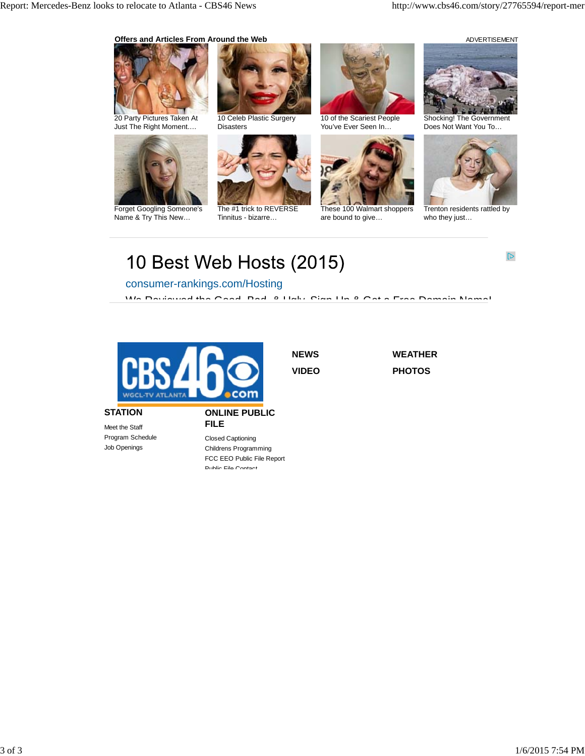**Offers and Articles From Around the Web**

ADVERTISEMENT

20 Party Pictures Taken At Just The Right Moment.…

10 Celeb Plastic Surgery Disasters

10 of the Scariest People You've Ever Seen In…

Shocking! The Government Does Not Want You To…

Forget Googling Someone's Name & Try This New…

The #1 trick to REVERSE Tinnitus - bizarre…

These 100 Walmart shoppers are bound to give…

Trenton residents rattled by who they just…

# 10 Best Web Hosts (2015)

consumer-rankings.com/Hosting

We Reviewed the Good, Bad, & Ugly. Sign Up & Get a Free Domain Name!

**NEWS**

**VIDEO**

**WEATHER**

**PHOTOS**

**STATION**

Meet the Staff

Program Schedule

Job Openings

**ONLINE PUBLIC FILE**

Closed Captioning

Childrens Programming

FCC EEO Public File Report

Public File Contact